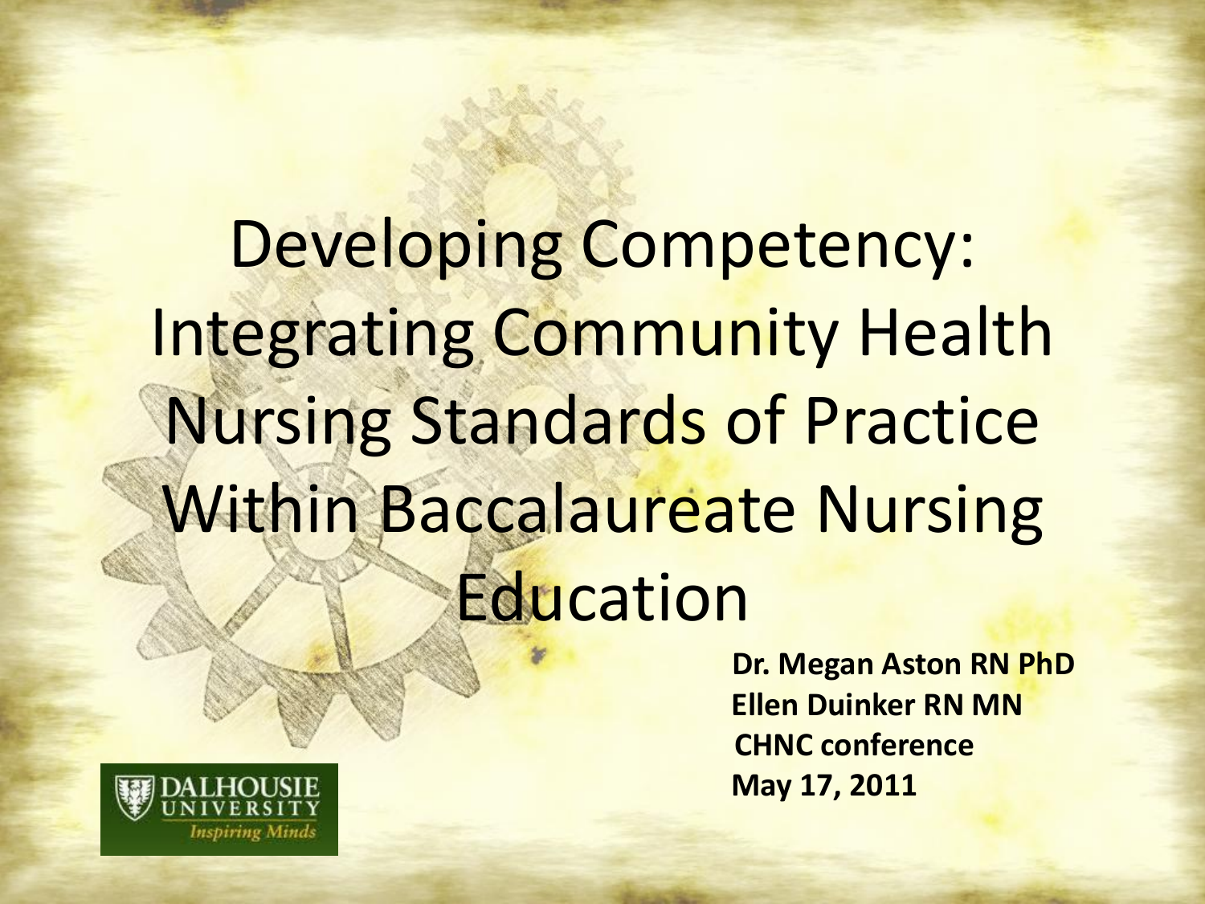# Developing Competency: Integrating Community Health Nursing Standards of Practice Within Baccalaureate Nursing Education

**Dr. Megan Aston RN PhD**
**Ellen Duinker RN MN**
**CHNC conference**
**May 17, 2011**

DALHOUSIE UNIVERSITY
*Inspiring Minds*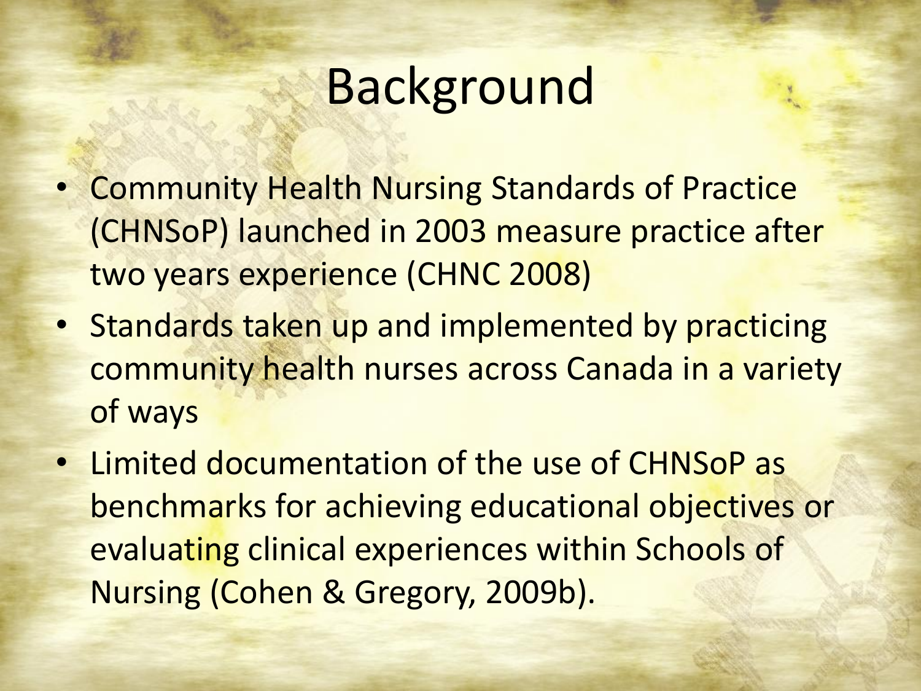# Background

- Community Health Nursing Standards of Practice (CHNSoP) launched in 2003 measure practice after two years experience (CHNC 2008)
- Standards taken up and implemented by practicing community health nurses across Canada in a variety of ways
- Limited documentation of the use of CHNSoP as benchmarks for achieving educational objectives or evaluating clinical experiences within Schools of Nursing (Cohen & Gregory, 2009b).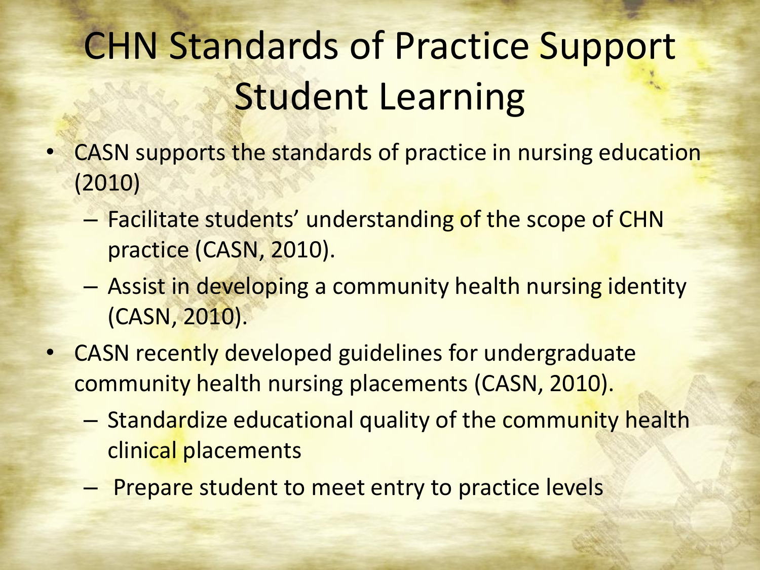# CHN Standards of Practice Support Student Learning

- CASN supports the standards of practice in nursing education (2010)
  - Facilitate students' understanding of the scope of CHN practice (CASN, 2010).
  - Assist in developing a community health nursing identity (CASN, 2010).
- CASN recently developed guidelines for undergraduate community health nursing placements (CASN, 2010).
  - Standardize educational quality of the community health clinical placements
  - Prepare student to meet entry to practice levels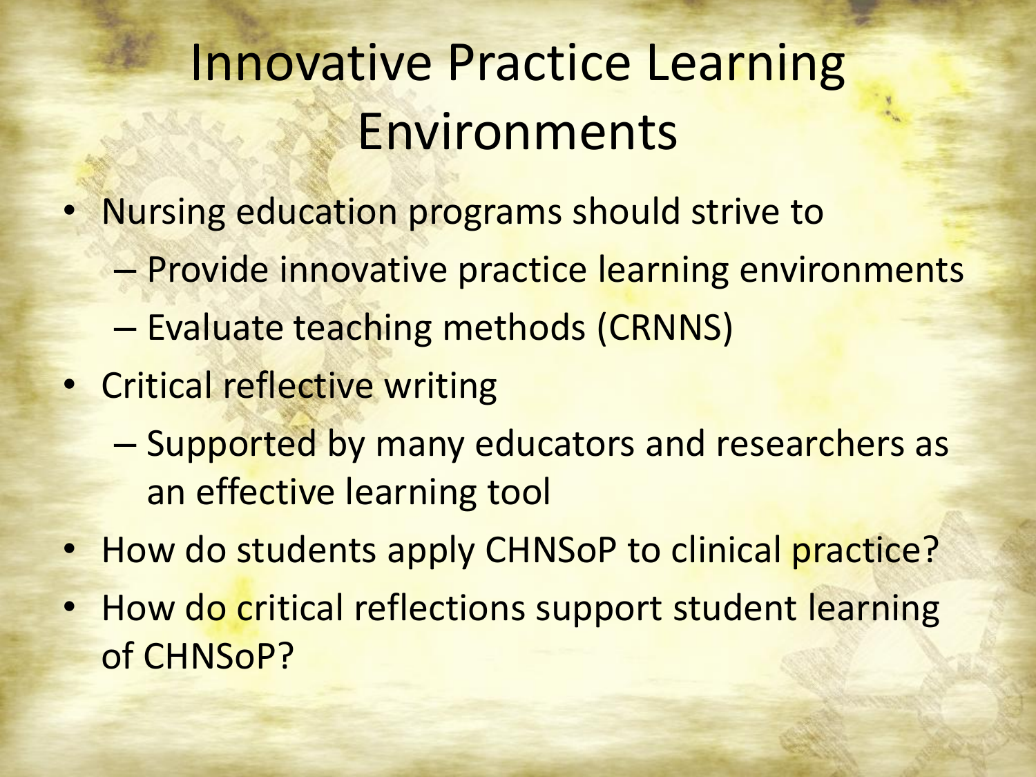# Innovative Practice Learning Environments

- Nursing education programs should strive to
  - Provide innovative practice learning environments
  - Evaluate teaching methods (CRNNS)
- Critical reflective writing
  - Supported by many educators and researchers as an effective learning tool
- How do students apply CHNSoP to clinical practice?
- How do critical reflections support student learning of CHNSoP?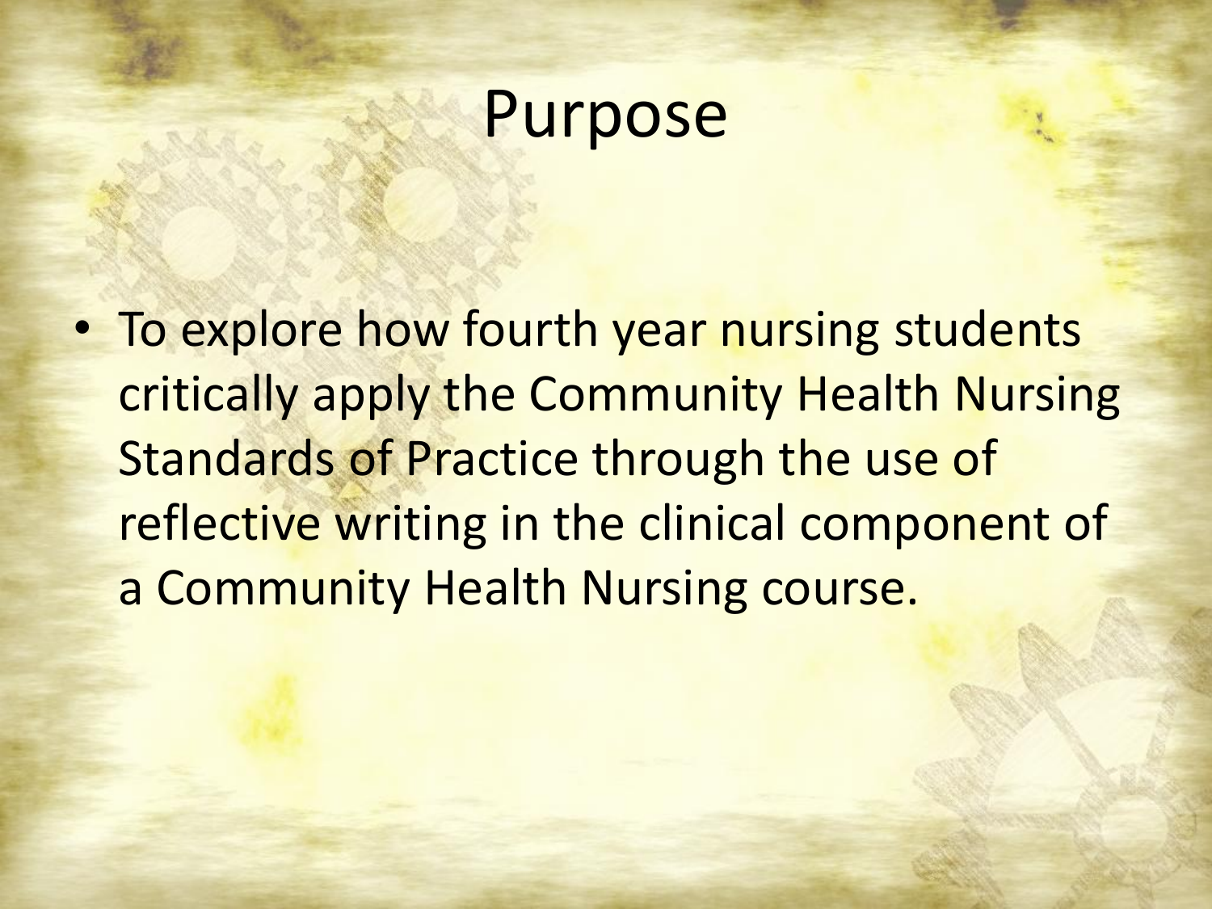# Purpose

- To explore how fourth year nursing students critically apply the Community Health Nursing Standards of Practice through the use of reflective writing in the clinical component of a Community Health Nursing course.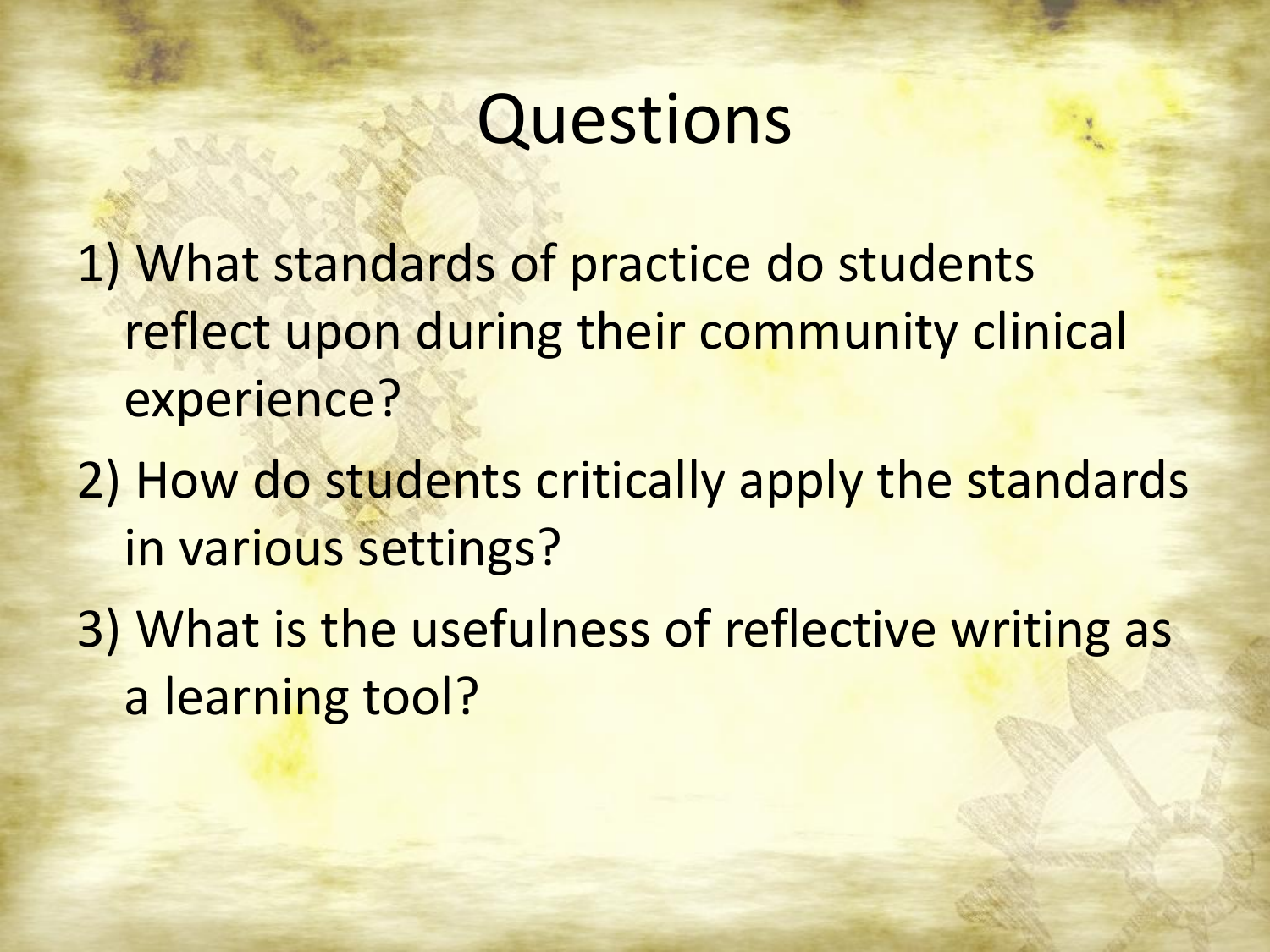# Questions

1) What standards of practice do students reflect upon during their community clinical experience?
2) How do students critically apply the standards in various settings?
3) What is the usefulness of reflective writing as a learning tool?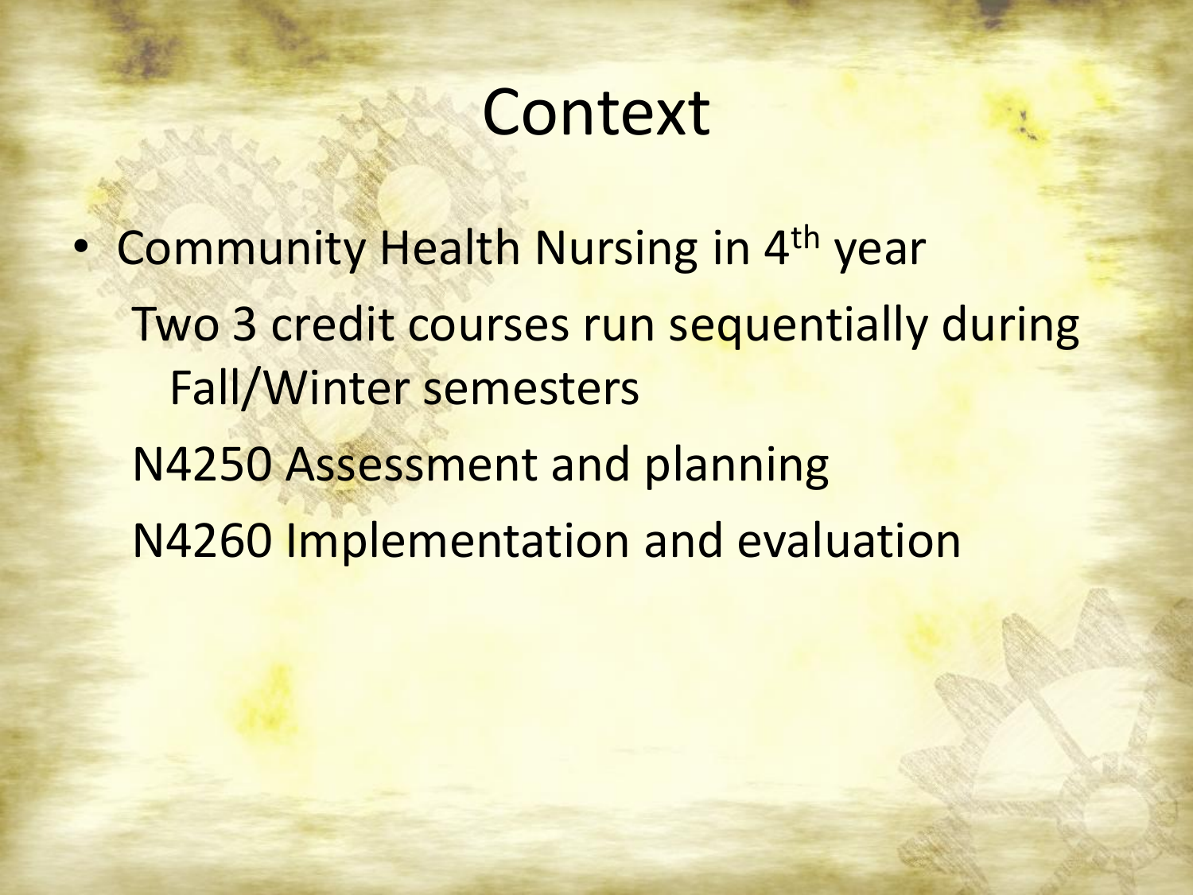# Context

- Community Health Nursing in 4th year
  - Two 3 credit courses run sequentially during Fall/Winter semesters
  - N4250 Assessment and planning
  - N4260 Implementation and evaluation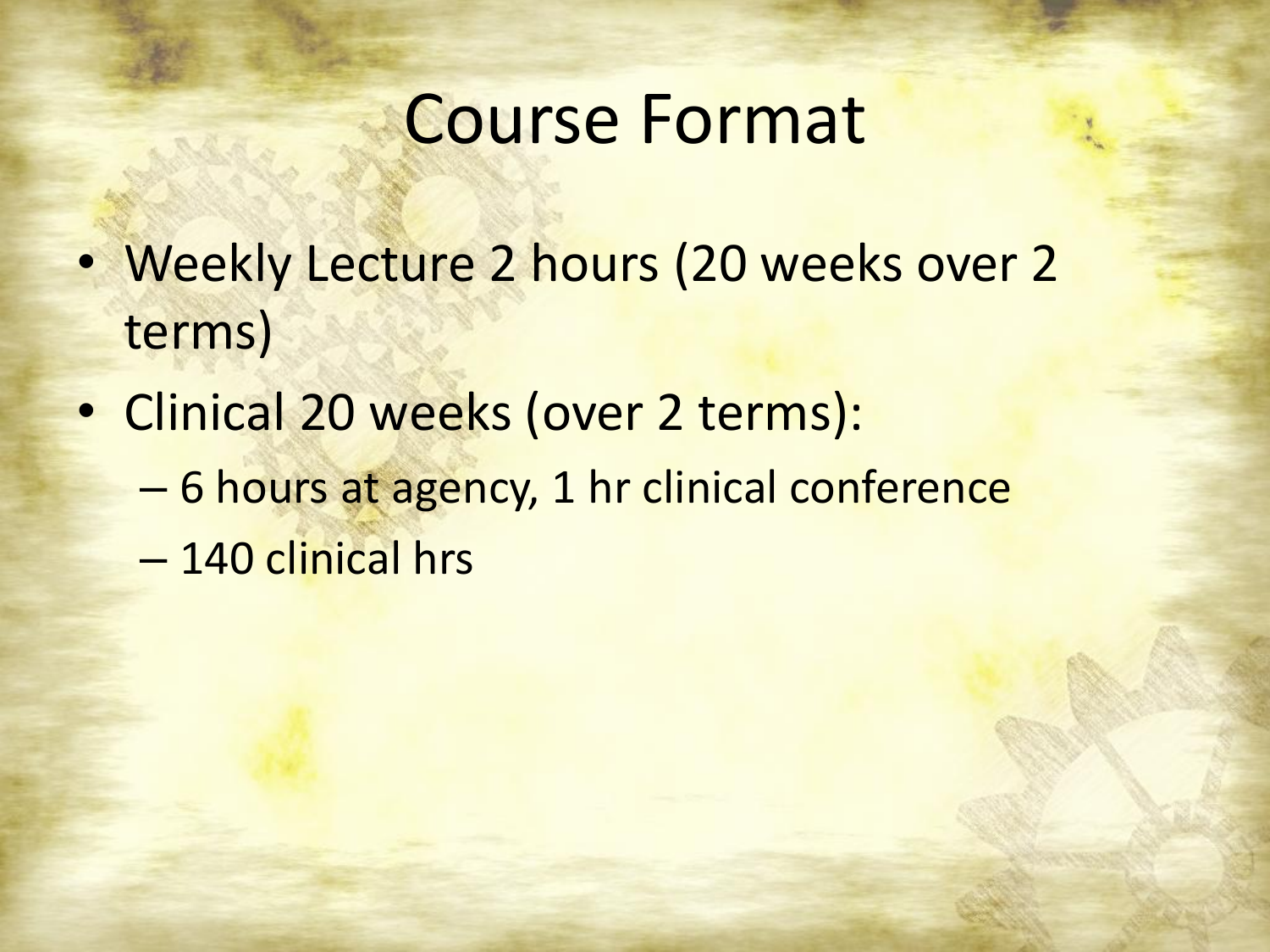# Course Format

- Weekly Lecture 2 hours (20 weeks over 2 terms)
- Clinical 20 weeks (over 2 terms):
  - 6 hours at agency, 1 hr clinical conference
  - 140 clinical hrs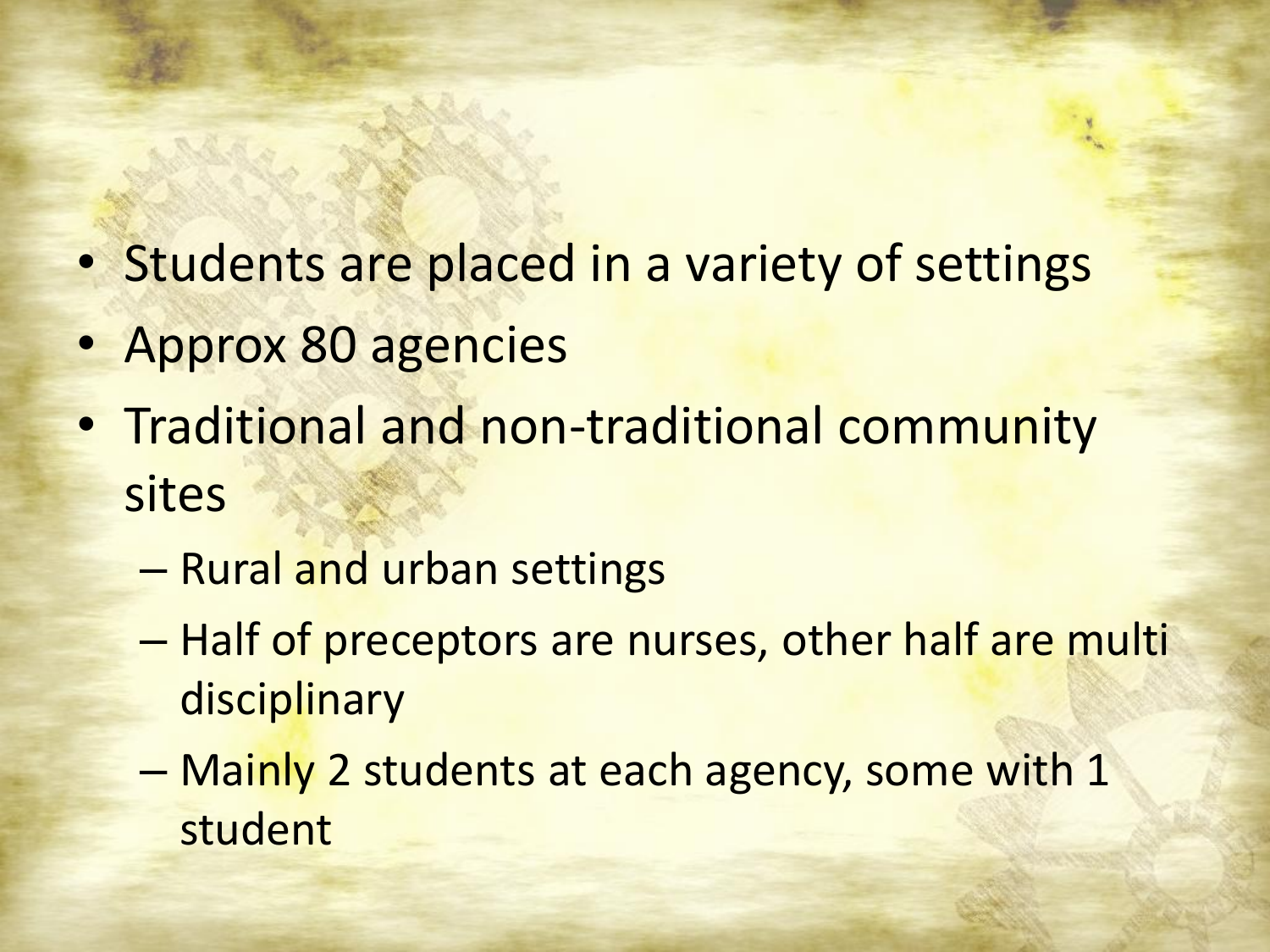- Students are placed in a variety of settings
- Approx 80 agencies
- Traditional and non-traditional community sites
  - Rural and urban settings
  - Half of preceptors are nurses, other half are multi disciplinary
  - Mainly 2 students at each agency, some with 1 student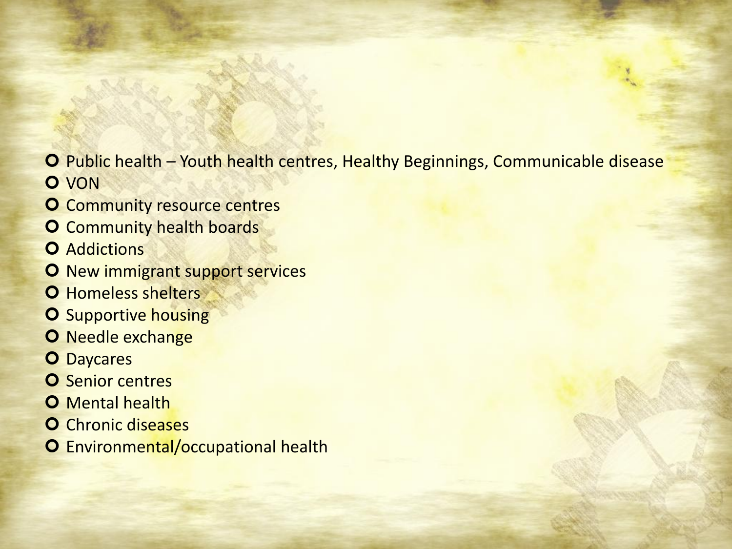- Public health – Youth health centres, Healthy Beginnings, Communicable disease
- VON
- Community resource centres
- Community health boards
- Addictions
- New immigrant support services
- Homeless shelters
- Supportive housing
- Needle exchange
- Daycares
- Senior centres
- Mental health
- Chronic diseases
- Environmental/occupational health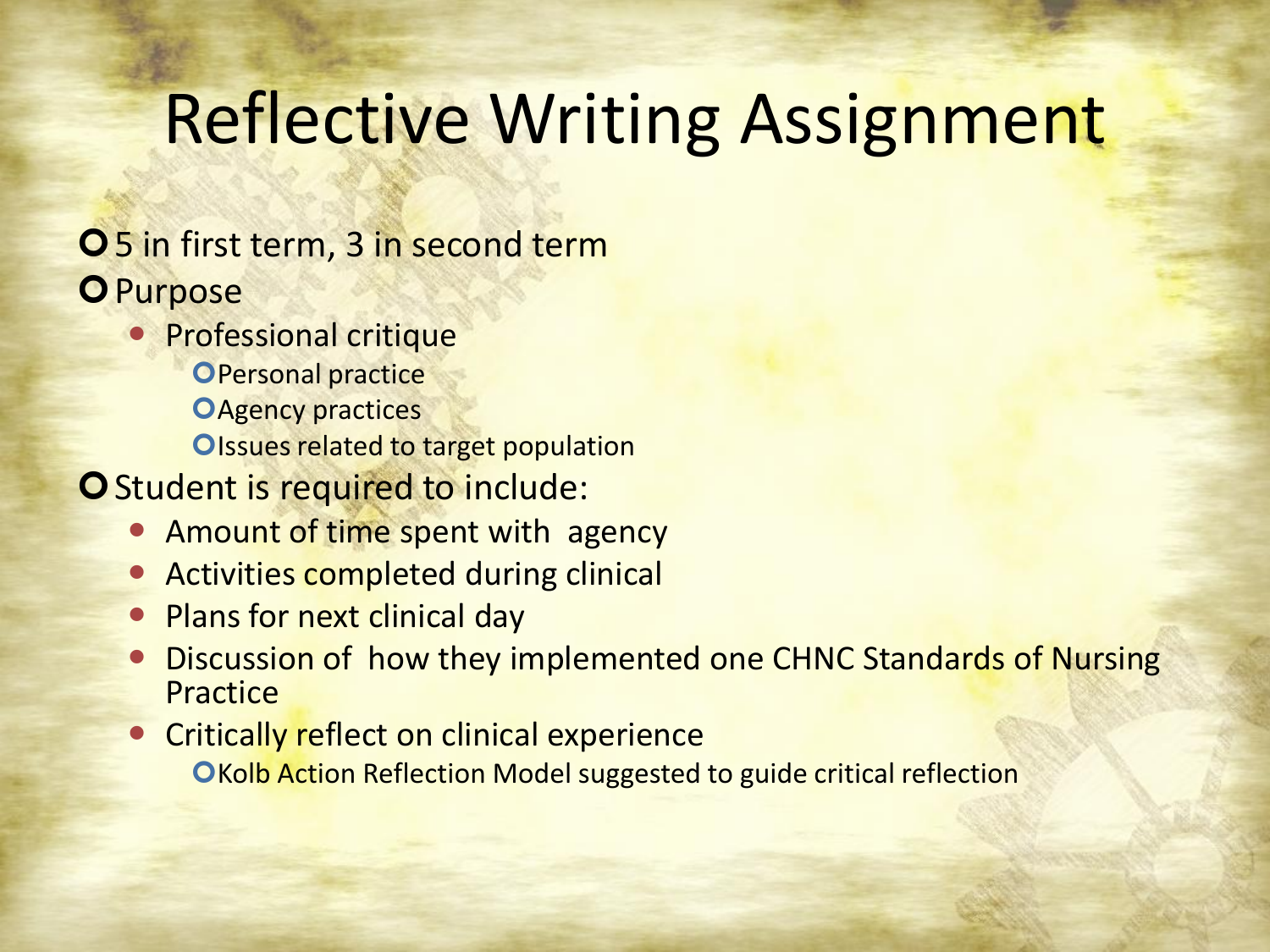# Reflective Writing Assignment

- 5 in first term, 3 in second term
- Purpose
  - Professional critique
    - Personal practice
    - Agency practices
    - Issues related to target population
- Student is required to include:
  - Amount of time spent with agency
  - Activities completed during clinical
  - Plans for next clinical day
  - Discussion of how they implemented one CHNC Standards of Nursing Practice
  - Critically reflect on clinical experience
    - Kolb Action Reflection Model suggested to guide critical reflection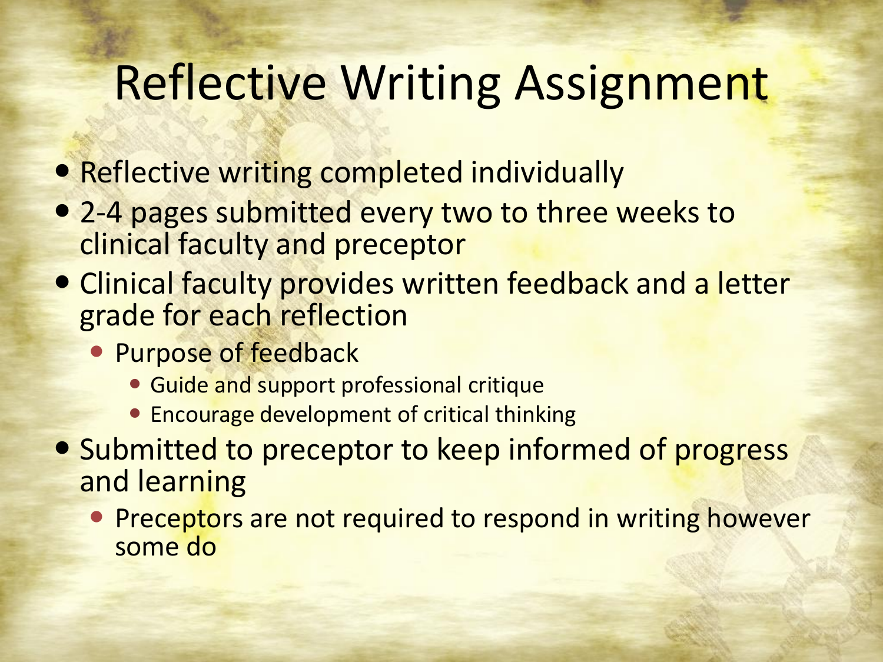# Reflective Writing Assignment

- Reflective writing completed individually
- 2-4 pages submitted every two to three weeks to clinical faculty and preceptor
- Clinical faculty provides written feedback and a letter grade for each reflection
  - Purpose of feedback
    - Guide and support professional critique
    - Encourage development of critical thinking
- Submitted to preceptor to keep informed of progress and learning
  - Preceptors are not required to respond in writing however some do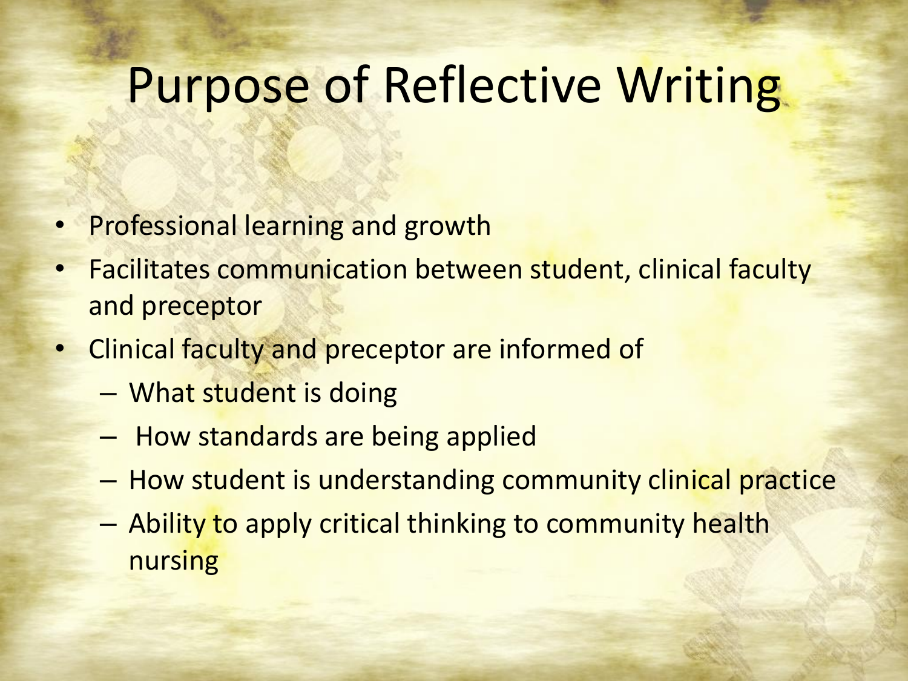# Purpose of Reflective Writing

- Professional learning and growth
- Facilitates communication between student, clinical faculty and preceptor
- Clinical faculty and preceptor are informed of
  - What student is doing
  - How standards are being applied
  - How student is understanding community clinical practice
  - Ability to apply critical thinking to community health nursing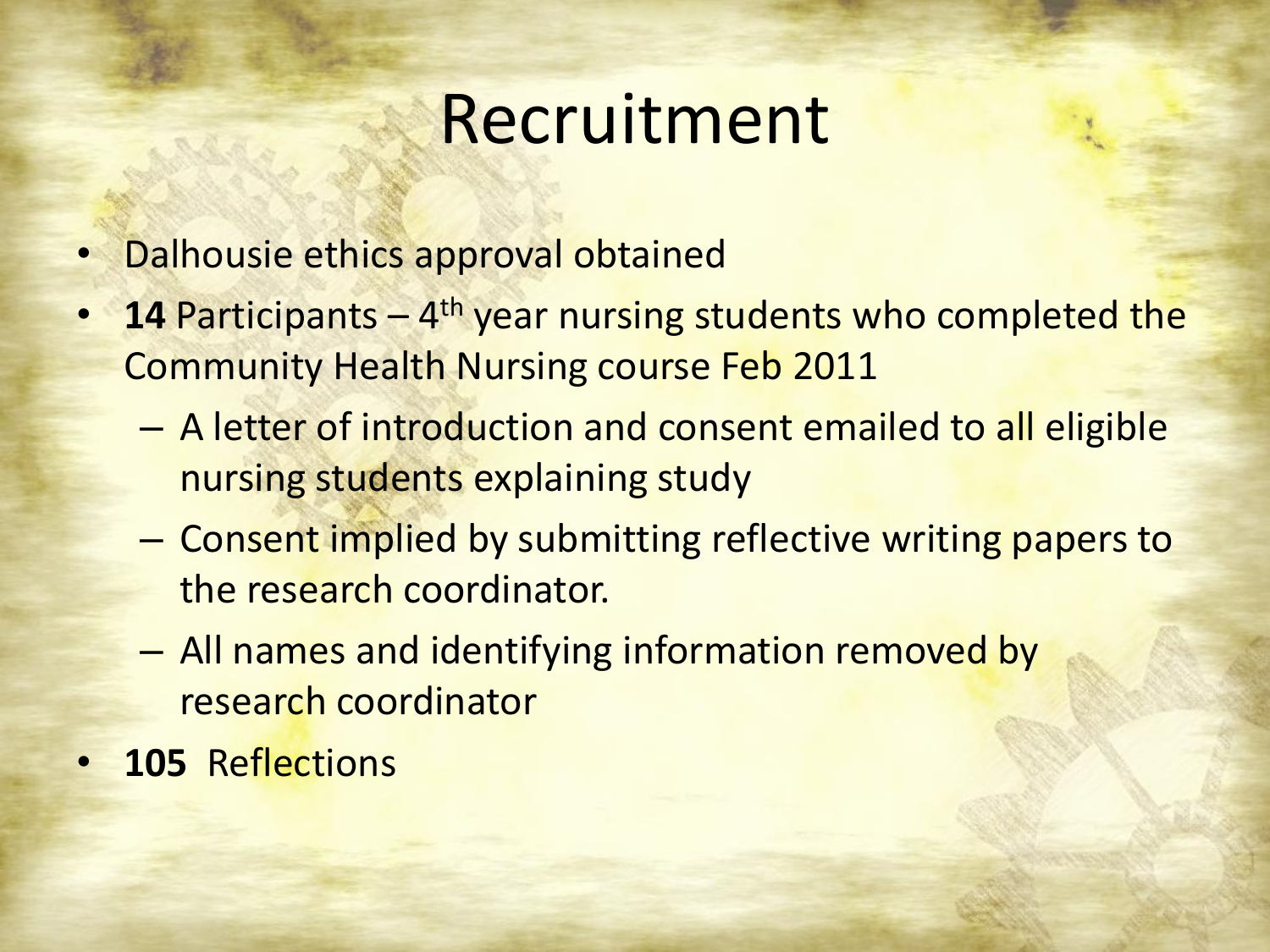# Recruitment

- Dalhousie ethics approval obtained
- **14** Participants – 4th year nursing students who completed the Community Health Nursing course Feb 2011
  - A letter of introduction and consent emailed to all eligible nursing students explaining study
  - Consent implied by submitting reflective writing papers to the research coordinator.
  - All names and identifying information removed by research coordinator
- **105** Reflections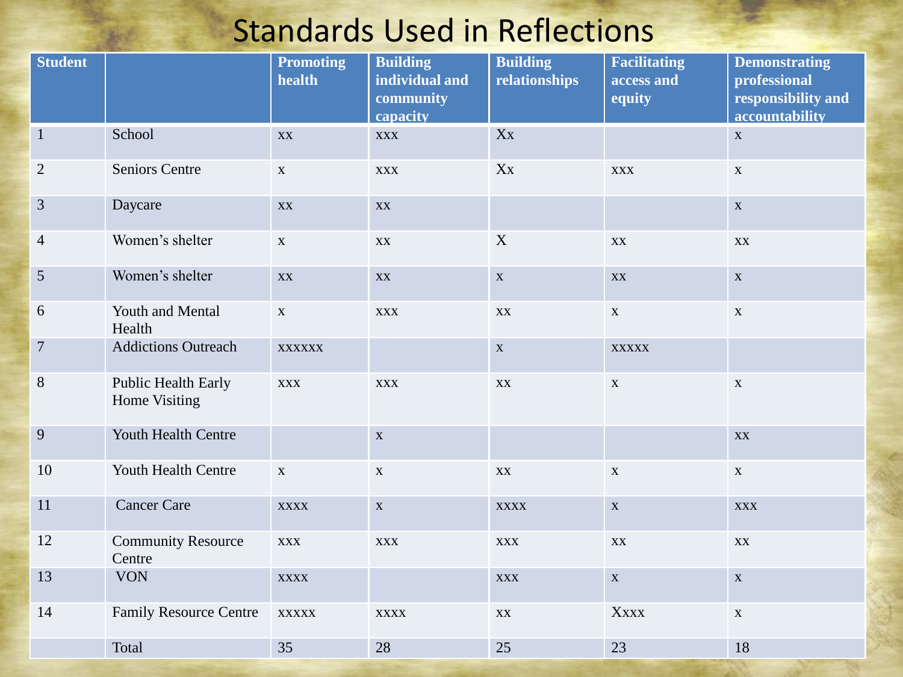# Standards Used in Reflections

| Student | | Promoting health | Building individual and community capacity | Building relationships | Facilitating access and equity | Demonstrating professional responsibility and accountability |
|---|---|---|---|---|---|---|
| 1 | School | xx | xxx | Xx | | x |
| 2 | Seniors Centre | x | xxx | Xx | xxx | x |
| 3 | Daycare | xx | xx | | | x |
| 4 | Women's shelter | x | xx | X | xx | xx |
| 5 | Women's shelter | xx | xx | x | xx | x |
| 6 | Youth and Mental Health | x | xxx | xx | x | x |
| 7 | Addictions Outreach | xxxxxx | | x | xxxxx | |
| 8 | Public Health Early Home Visiting | xxx | xxx | xx | x | x |
| 9 | Youth Health Centre | | x | | | xx |
| 10 | Youth Health Centre | x | x | xx | x | x |
| 11 | Cancer Care | xxxx | x | xxxx | x | xxx |
| 12 | Community Resource Centre | xxx | xxx | xxx | xx | xx |
| 13 | VON | xxxx | | xxx | x | x |
| 14 | Family Resource Centre | xxxxx | xxxx | xx | Xxxx | x |
| | Total | 35 | 28 | 25 | 23 | 18 |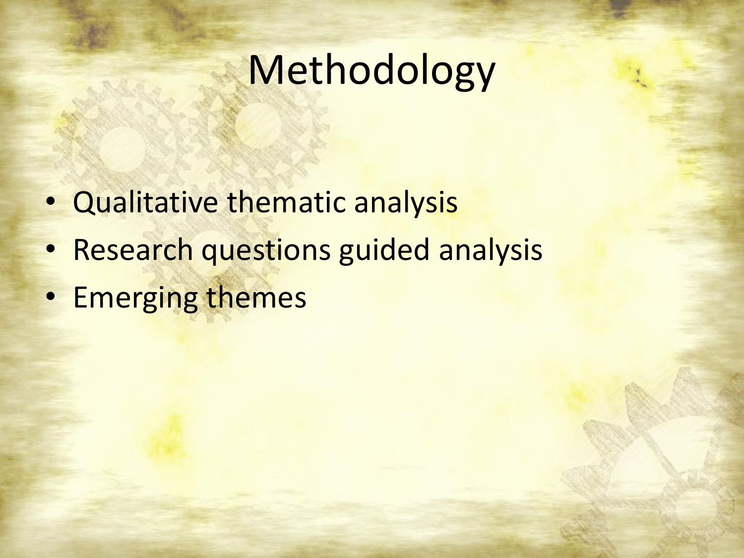# Methodology

- Qualitative thematic analysis
- Research questions guided analysis
- Emerging themes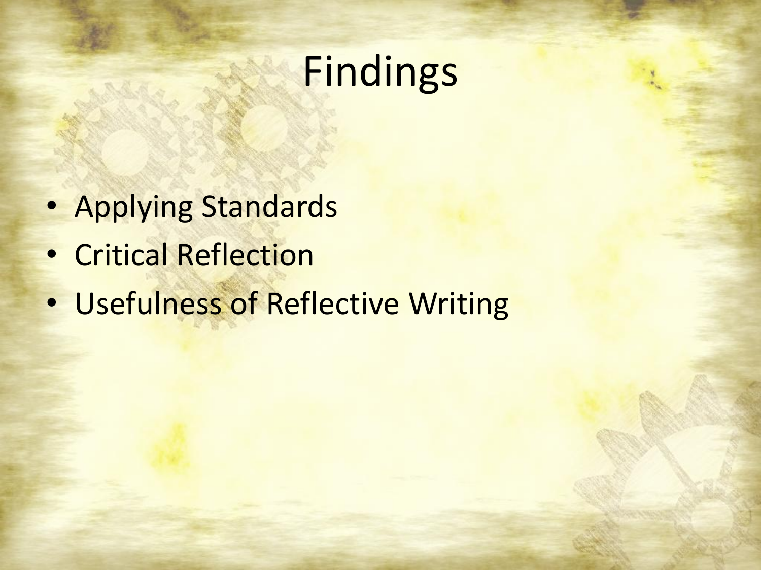# Findings

- Applying Standards
- Critical Reflection
- Usefulness of Reflective Writing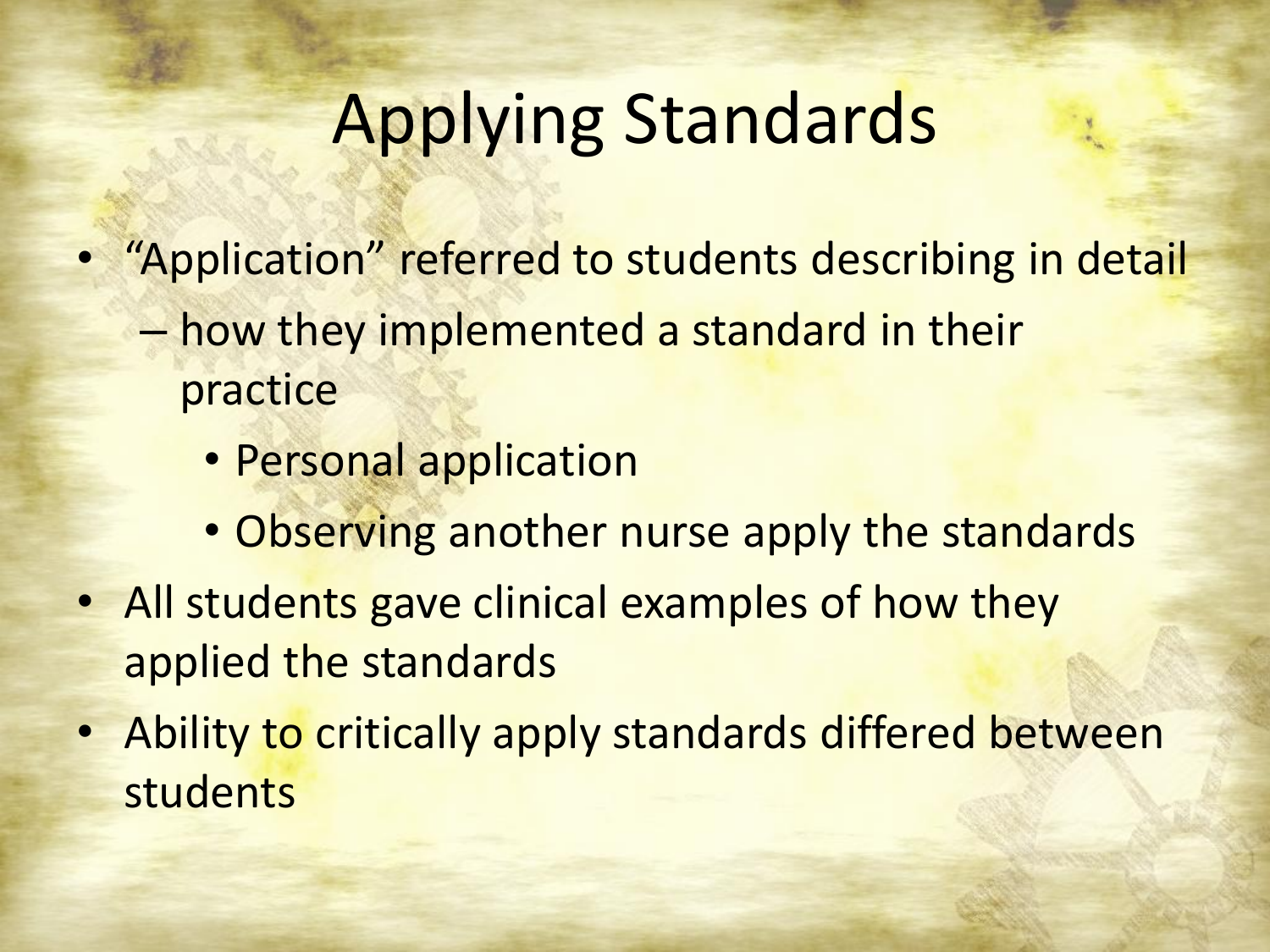# Applying Standards

- "Application" referred to students describing in detail
  - how they implemented a standard in their practice
    - Personal application
    - Observing another nurse apply the standards
- All students gave clinical examples of how they applied the standards
- Ability to critically apply standards differed between students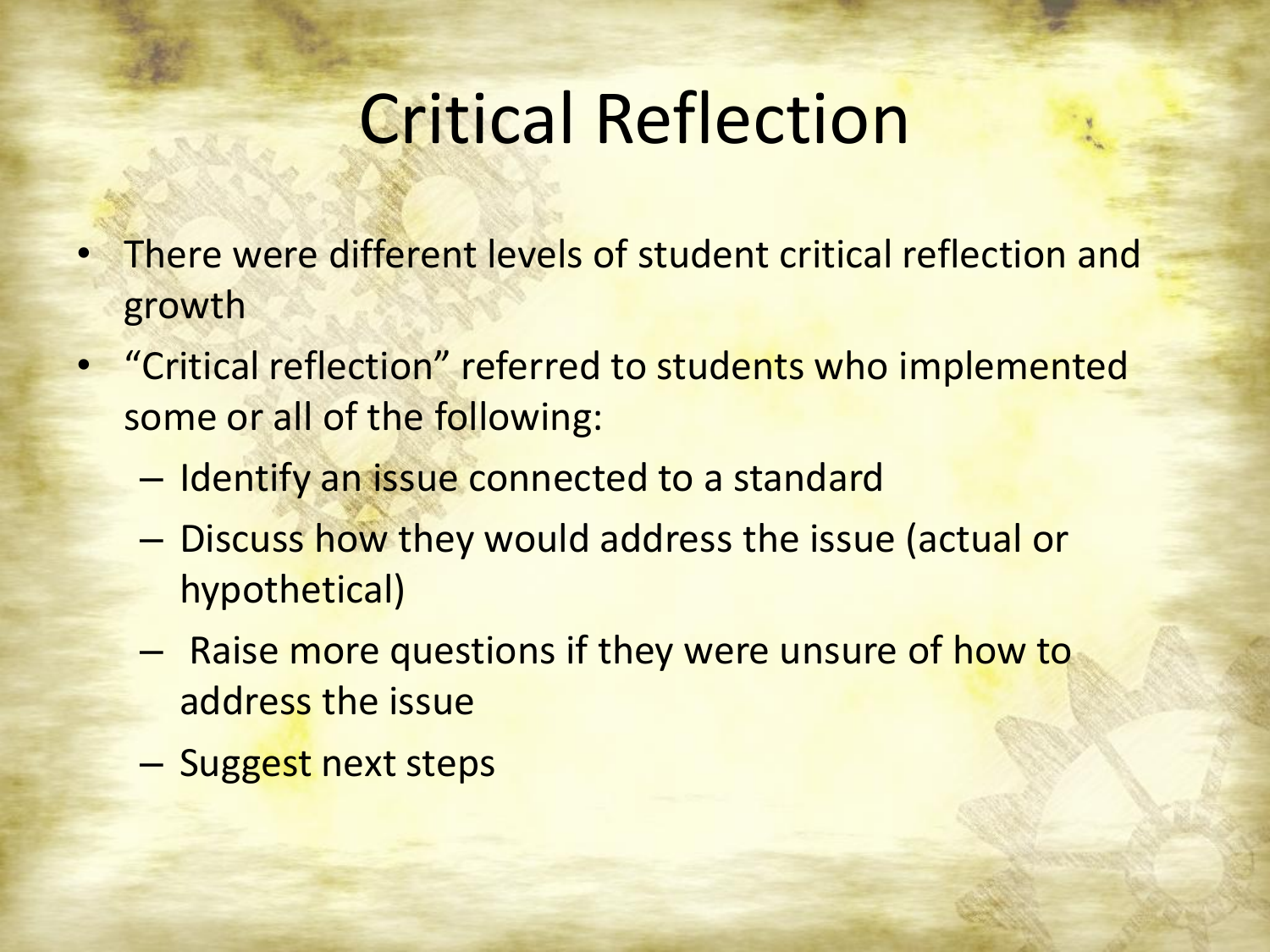# Critical Reflection

- There were different levels of student critical reflection and growth
- "Critical reflection" referred to students who implemented some or all of the following:
  - Identify an issue connected to a standard
  - Discuss how they would address the issue (actual or hypothetical)
  - Raise more questions if they were unsure of how to address the issue
  - Suggest next steps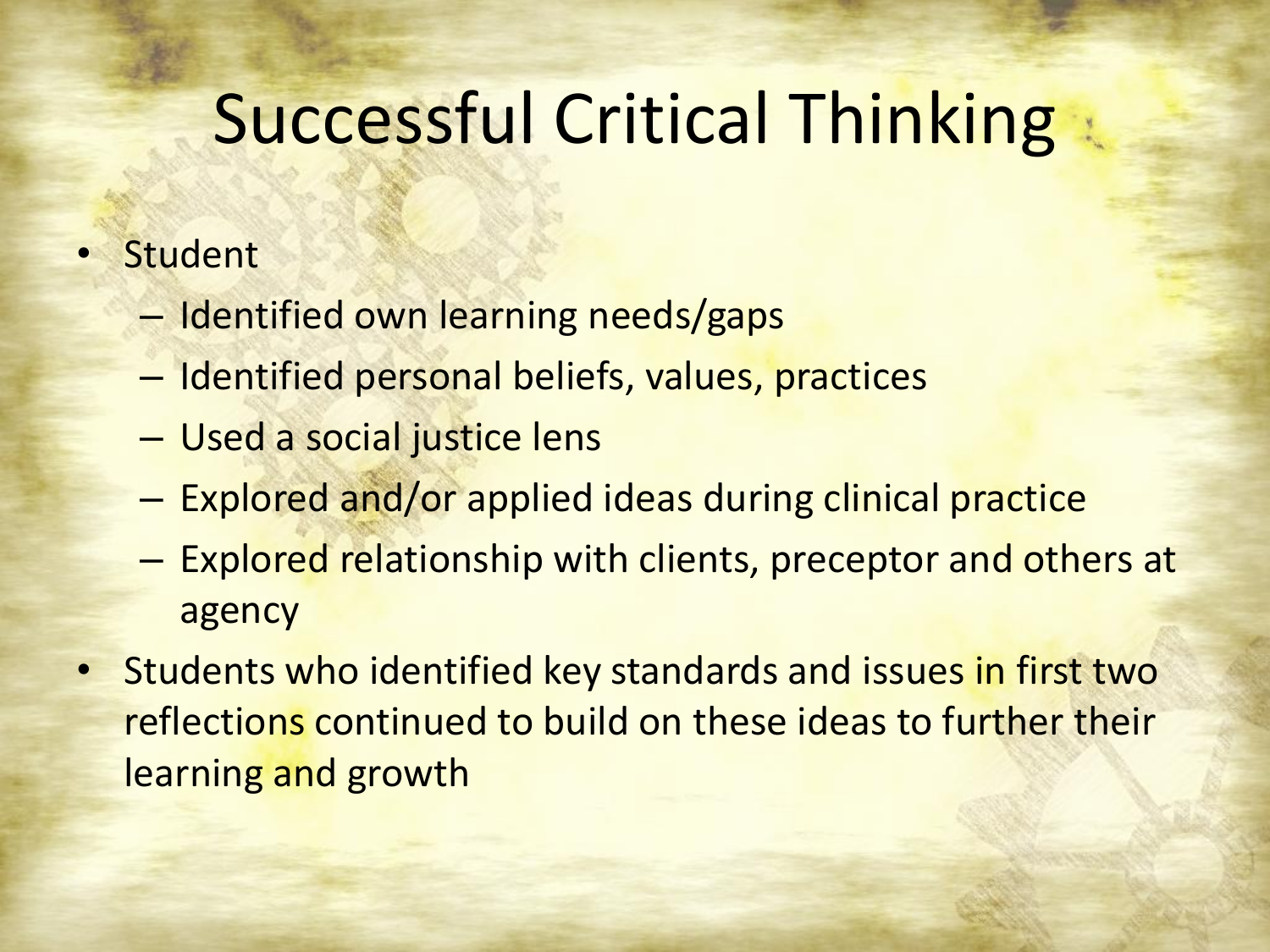# Successful Critical Thinking

- Student
  - Identified own learning needs/gaps
  - Identified personal beliefs, values, practices
  - Used a social justice lens
  - Explored and/or applied ideas during clinical practice
  - Explored relationship with clients, preceptor and others at agency
- Students who identified key standards and issues in first two reflections continued to build on these ideas to further their learning and growth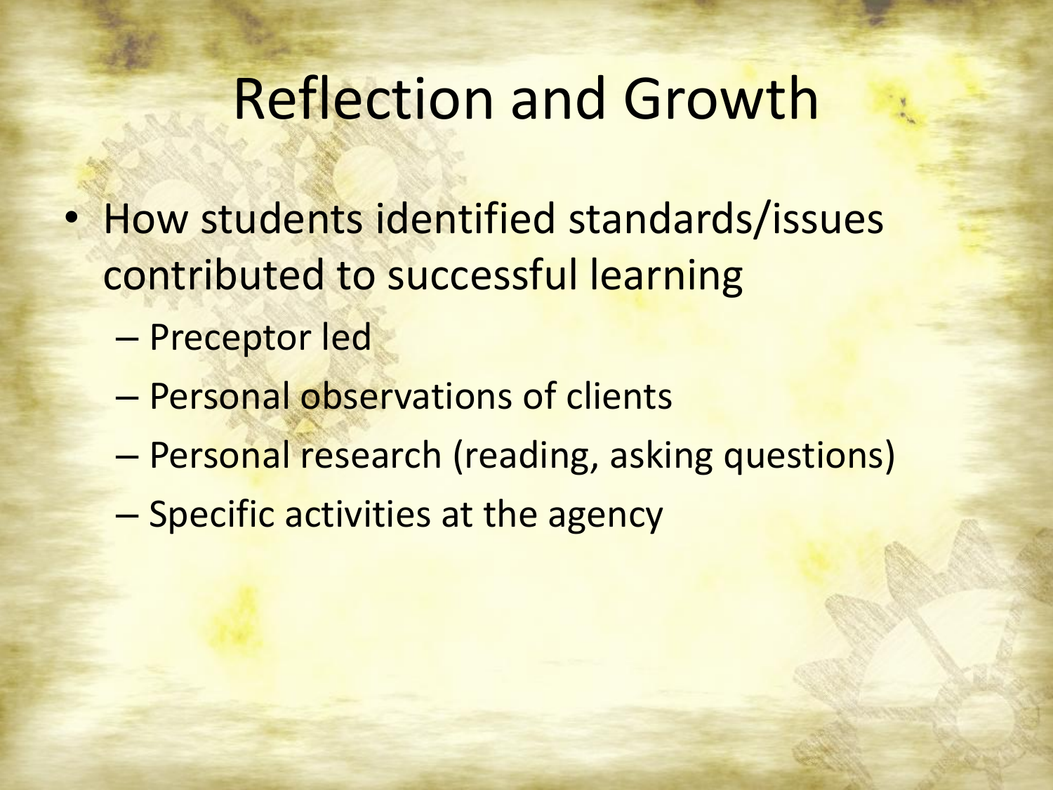# Reflection and Growth

- How students identified standards/issues contributed to successful learning
  - Preceptor led
  - Personal observations of clients
  - Personal research (reading, asking questions)
  - Specific activities at the agency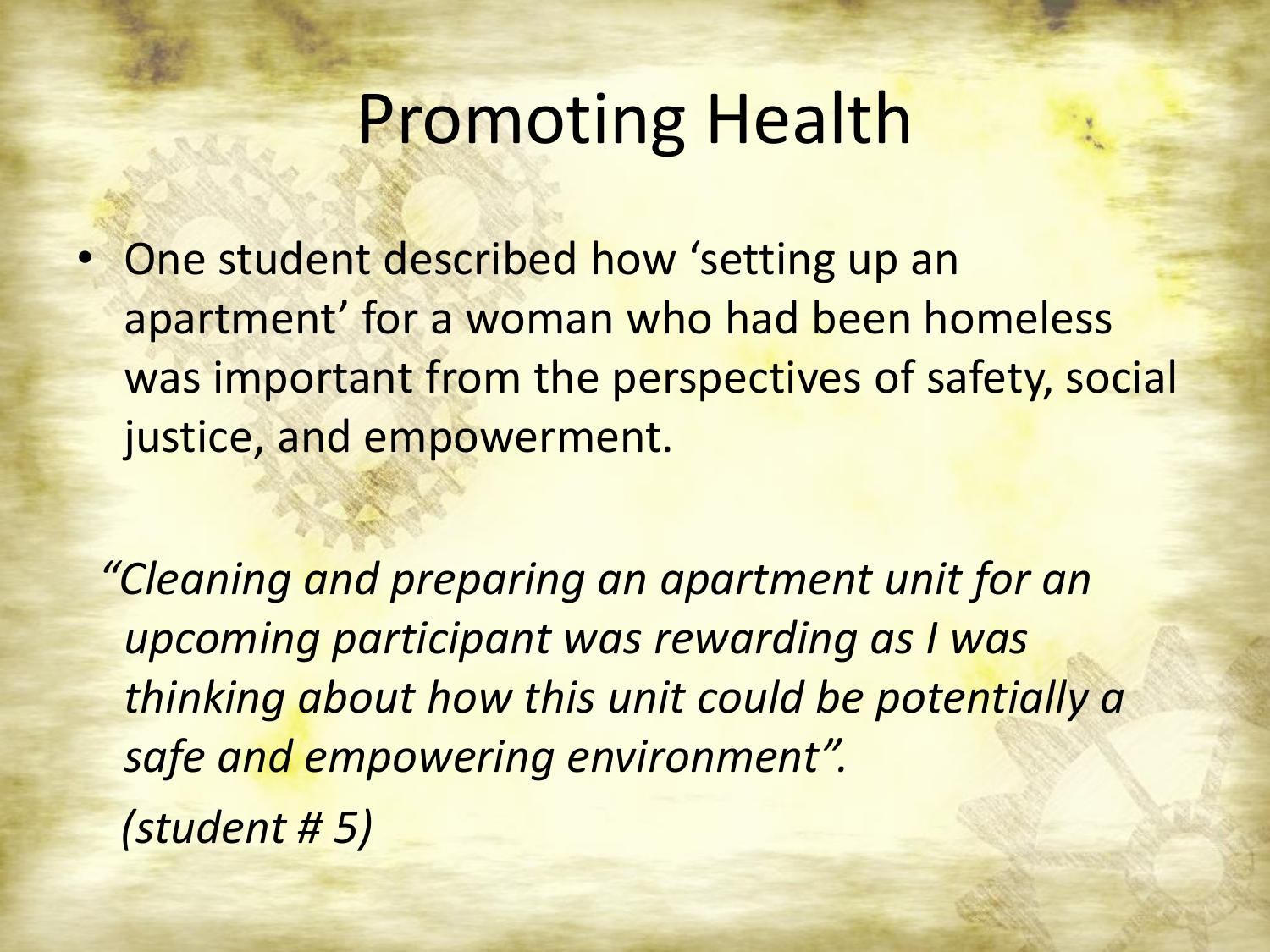# Promoting Health

- One student described how 'setting up an apartment' for a woman who had been homeless was important from the perspectives of safety, social justice, and empowerment.

*"Cleaning and preparing an apartment unit for an upcoming participant was rewarding as I was thinking about how this unit could be potentially a safe and empowering environment".*

*(student # 5)*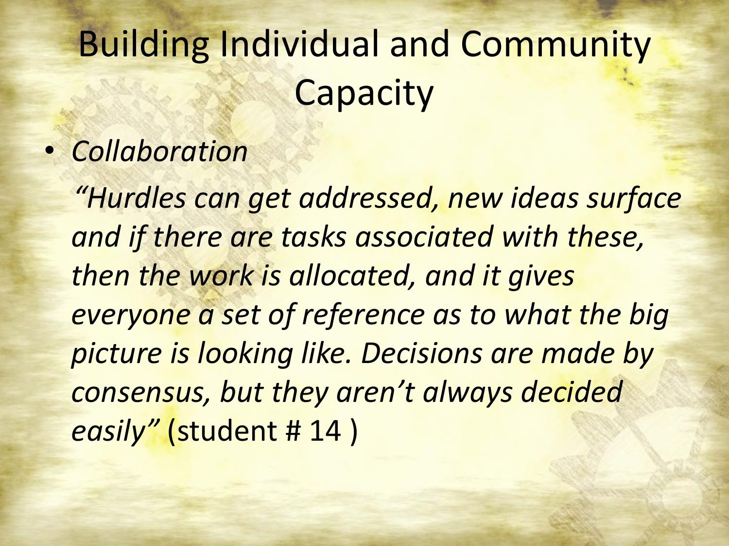# Building Individual and Community Capacity

- *Collaboration*

  *"Hurdles can get addressed, new ideas surface and if there are tasks associated with these, then the work is allocated, and it gives everyone a set of reference as to what the big picture is looking like. Decisions are made by consensus, but they aren't always decided easily"* (student # 14 )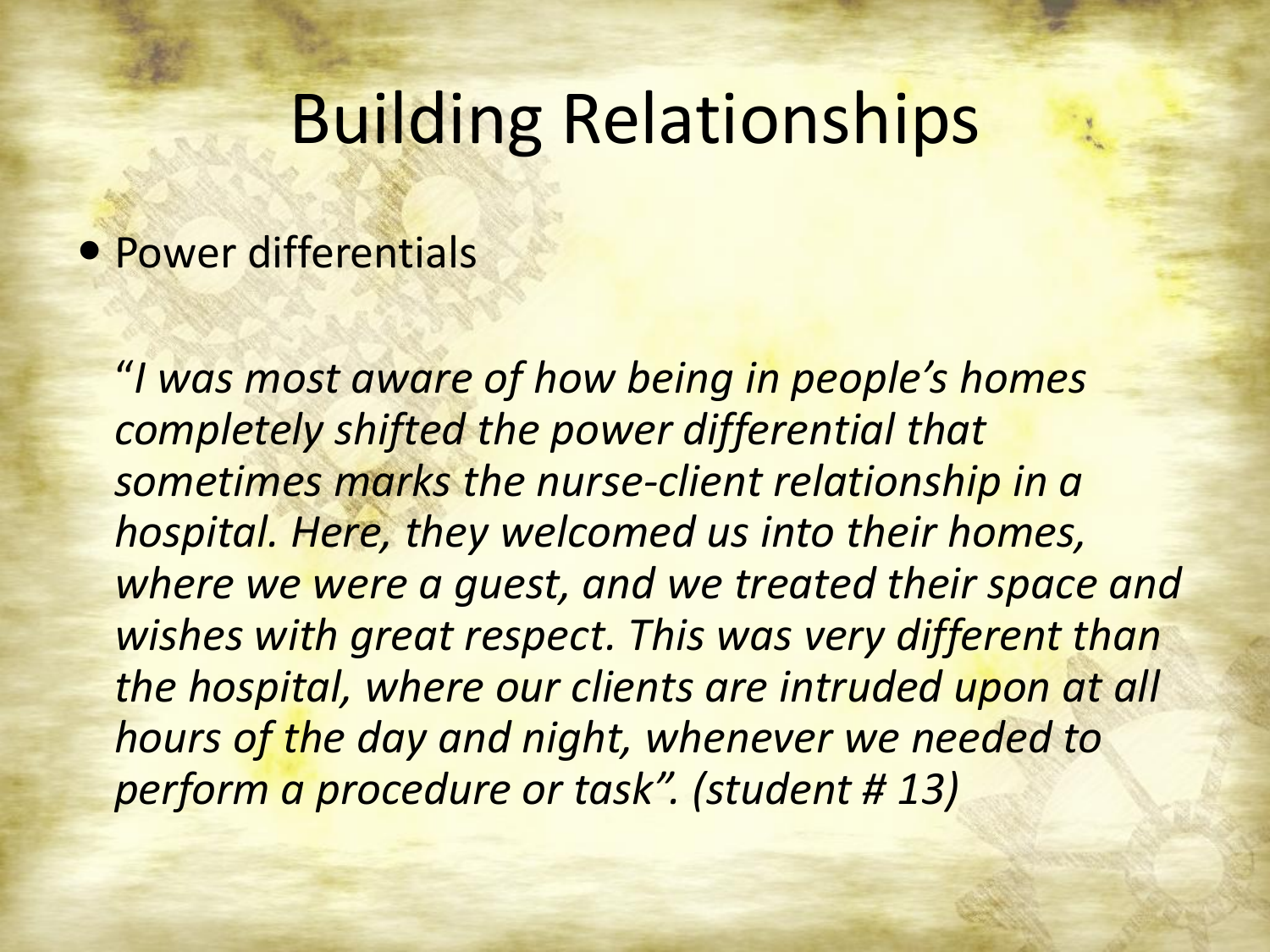# Building Relationships

- Power differentials

*"I was most aware of how being in people's homes completely shifted the power differential that sometimes marks the nurse-client relationship in a hospital. Here, they welcomed us into their homes, where we were a guest, and we treated their space and wishes with great respect. This was very different than the hospital, where our clients are intruded upon at all hours of the day and night, whenever we needed to perform a procedure or task". (student # 13)*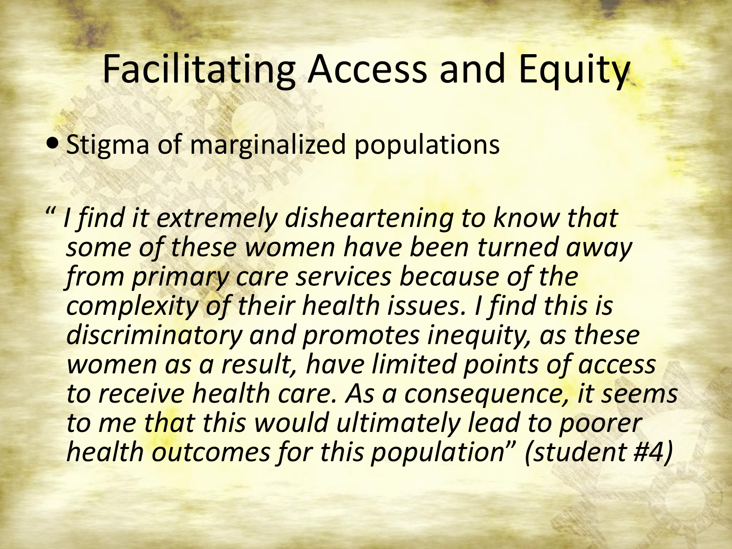# Facilitating Access and Equity

- Stigma of marginalized populations

*" I find it extremely disheartening to know that some of these women have been turned away from primary care services because of the complexity of their health issues. I find this is discriminatory and promotes inequity, as these women as a result, have limited points of access to receive health care. As a consequence, it seems to me that this would ultimately lead to poorer health outcomes for this population" (student #4)*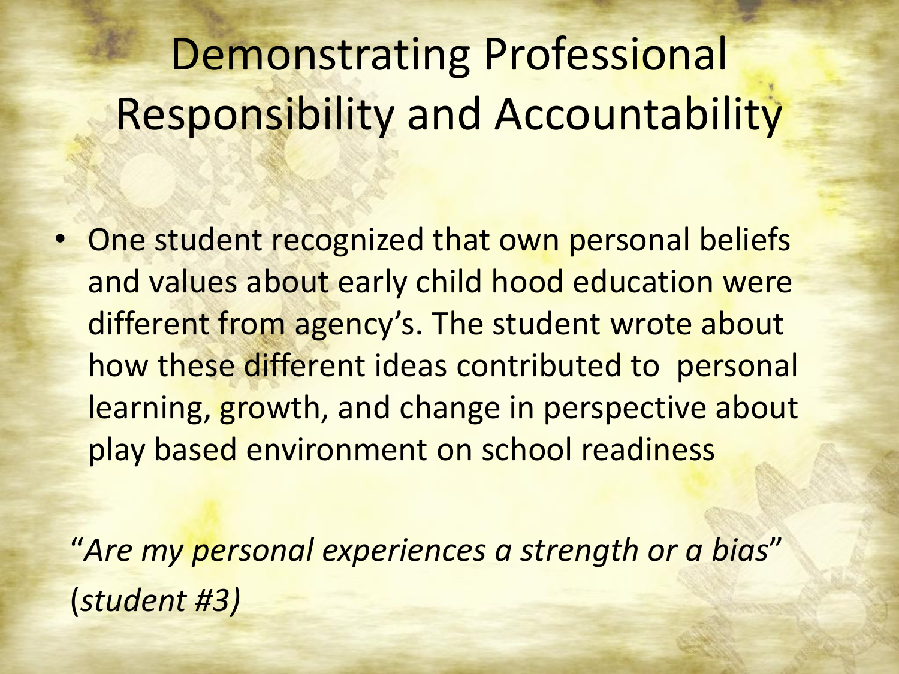# Demonstrating Professional Responsibility and Accountability

- One student recognized that own personal beliefs and values about early child hood education were different from agency's. The student wrote about how these different ideas contributed to personal learning, growth, and change in perspective about play based environment on school readiness

*"Are my personal experiences a strength or a bias"* (*student #3)*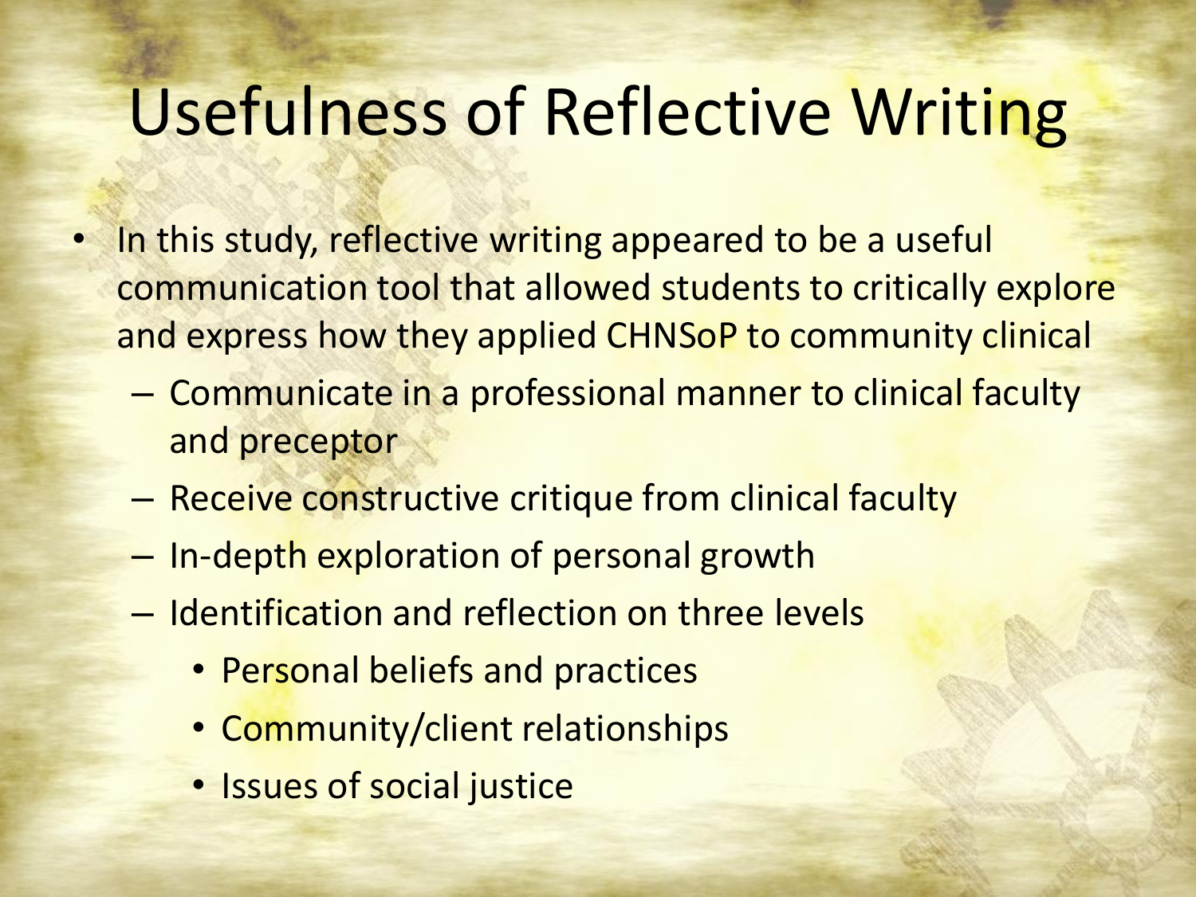# Usefulness of Reflective Writing

- In this study, reflective writing appeared to be a useful communication tool that allowed students to critically explore and express how they applied CHNSoP to community clinical
  - Communicate in a professional manner to clinical faculty and preceptor
  - Receive constructive critique from clinical faculty
  - In-depth exploration of personal growth
  - Identification and reflection on three levels
    - Personal beliefs and practices
    - Community/client relationships
    - Issues of social justice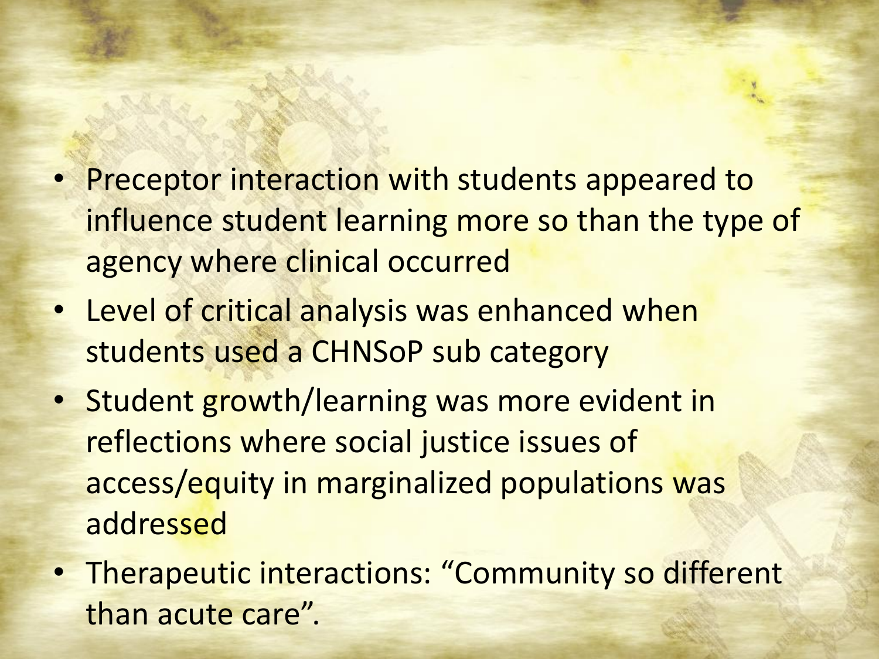- Preceptor interaction with students appeared to influence student learning more so than the type of agency where clinical occurred
- Level of critical analysis was enhanced when students used a CHNSoP sub category
- Student growth/learning was more evident in reflections where social justice issues of access/equity in marginalized populations was addressed
- Therapeutic interactions: "Community so different than acute care".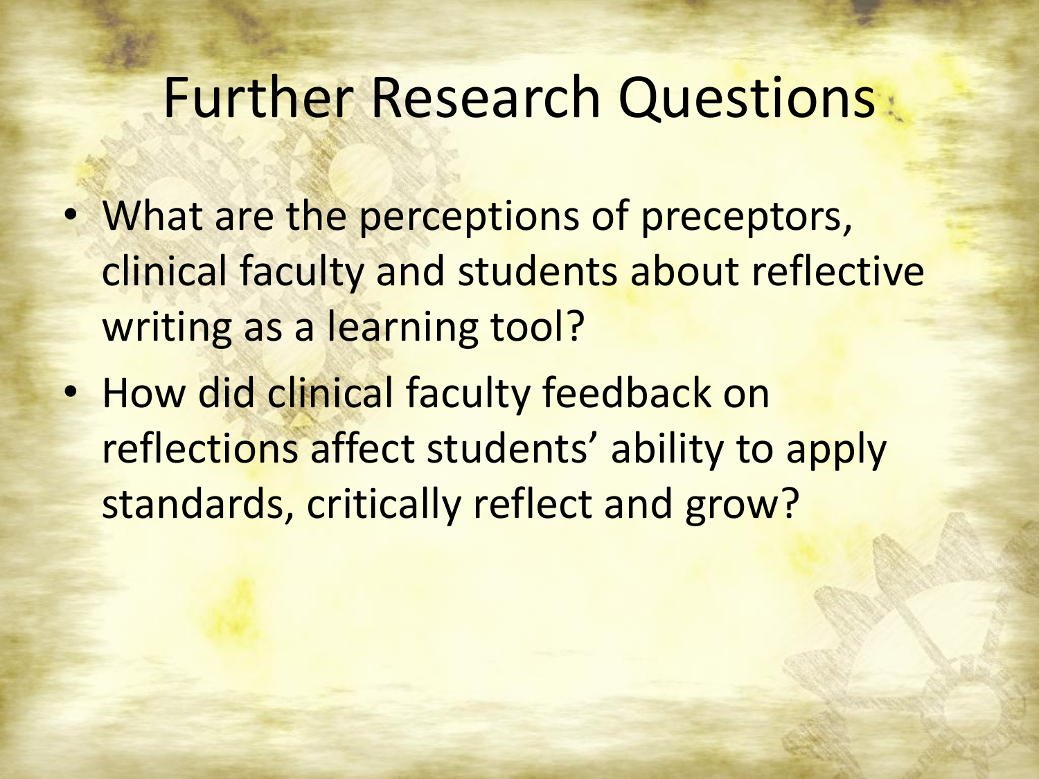# Further Research Questions

- What are the perceptions of preceptors, clinical faculty and students about reflective writing as a learning tool?
- How did clinical faculty feedback on reflections affect students' ability to apply standards, critically reflect and grow?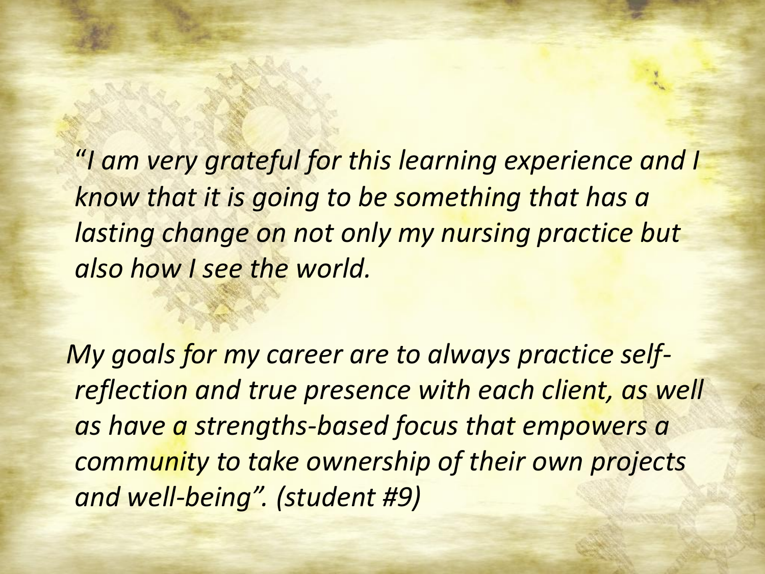*"I am very grateful for this learning experience and I know that it is going to be something that has a lasting change on not only my nursing practice but also how I see the world.*

*My goals for my career are to always practice self-reflection and true presence with each client, as well as have a strengths-based focus that empowers a community to take ownership of their own projects and well-being". (student #9)*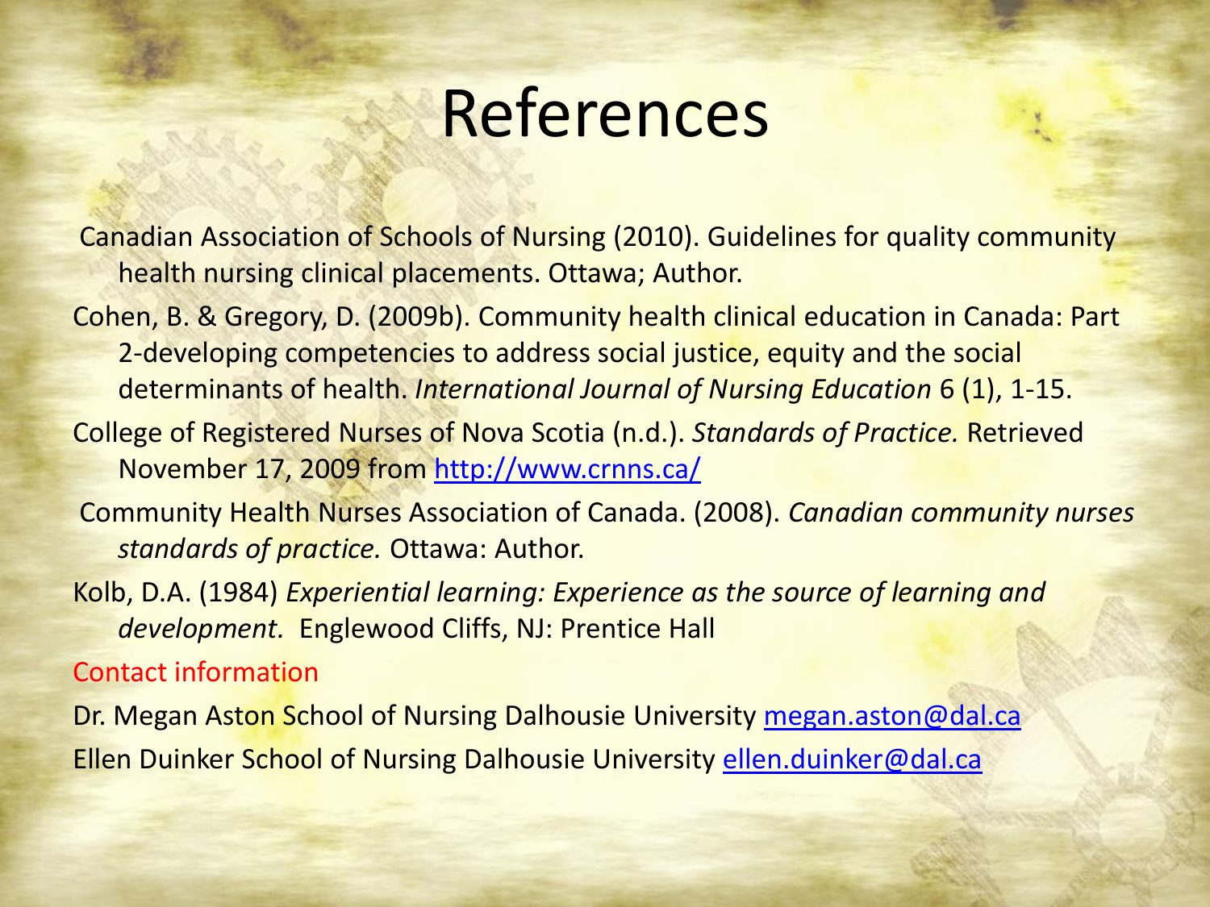# References

Canadian Association of Schools of Nursing (2010). Guidelines for quality community health nursing clinical placements. Ottawa; Author.

Cohen, B. & Gregory, D. (2009b). Community health clinical education in Canada: Part 2-developing competencies to address social justice, equity and the social determinants of health. *International Journal of Nursing Education* 6 (1), 1-15.

College of Registered Nurses of Nova Scotia (n.d.). *Standards of Practice.* Retrieved November 17, 2009 from http://www.crnns.ca/

Community Health Nurses Association of Canada. (2008). *Canadian community nurses standards of practice.* Ottawa: Author.

Kolb, D.A. (1984) *Experiential learning: Experience as the source of learning and development.* Englewood Cliffs, NJ: Prentice Hall

Contact information

Dr. Megan Aston School of Nursing Dalhousie University megan.aston@dal.ca

Ellen Duinker School of Nursing Dalhousie University ellen.duinker@dal.ca